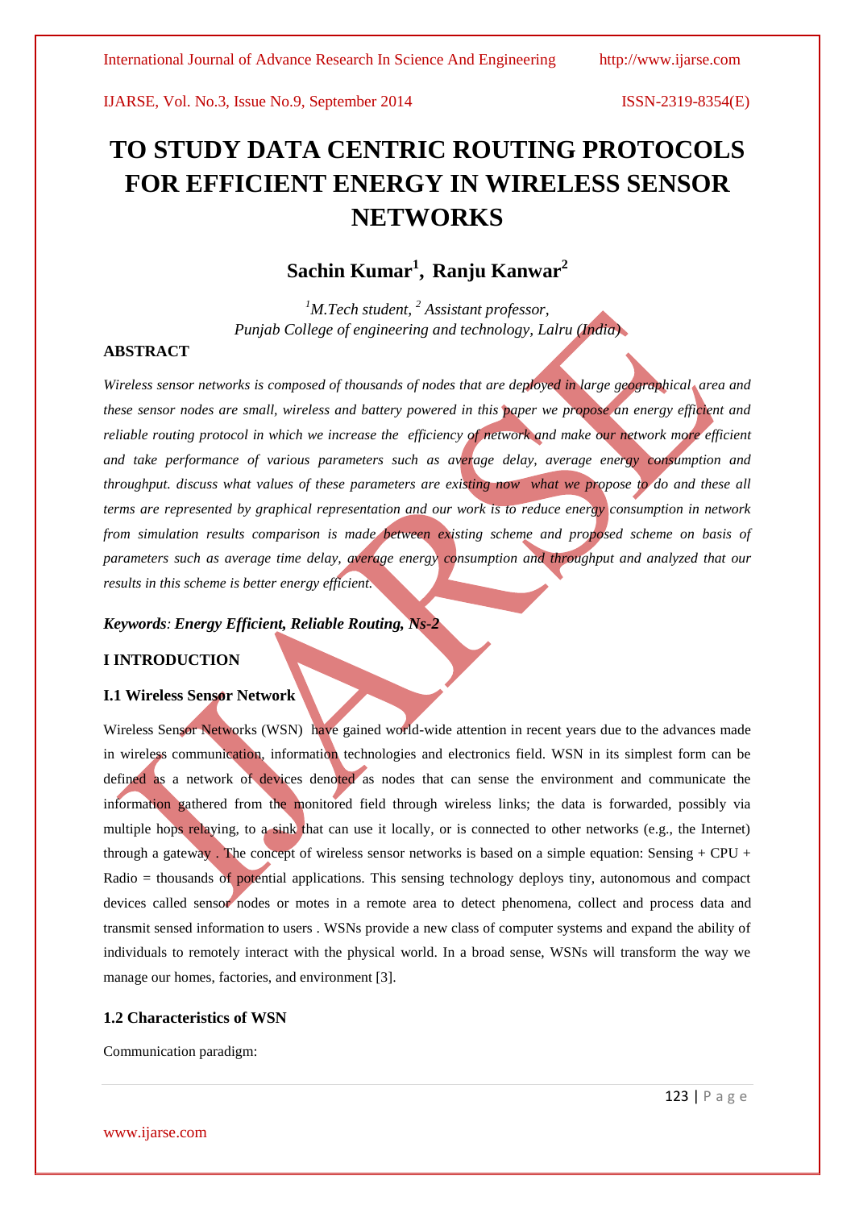# TO STUDY DATA CENTRIC ROUTING PROTOCOLS FOR EFFICIENT ENERGY IN WIRELESS SENSOR NETWORKS

**Sachin Kumar[1], Ranju Kanwar[2]**

*[1]M.Tech student, [2] Assistant professor,*
*Punjab College of engineering and technology, Lalru (India)*

## ABSTRACT

*Wireless sensor networks is composed of thousands of nodes that are deployed in large geographical area and these sensor nodes are small, wireless and battery powered in this paper we propose an energy efficient and reliable routing protocol in which we increase the efficiency of network and make our network more efficient and take performance of various parameters such as average delay, average energy consumption and throughput. discuss what values of these parameters are existing now what we propose to do and these all terms are represented by graphical representation and our work is to reduce energy consumption in network from simulation results comparison is made between existing scheme and proposed scheme on basis of parameters such as average time delay, average energy consumption and throughput and analyzed that our results in this scheme is better energy efficient.*

***Keywords**: Energy Efficient, Reliable Routing, Ns-2*

## I INTRODUCTION

### I.1 Wireless Sensor Network

Wireless Sensor Networks (WSN) have gained world-wide attention in recent years due to the advances made in wireless communication, information technologies and electronics field. WSN in its simplest form can be defined as a network of devices denoted as nodes that can sense the environment and communicate the information gathered from the monitored field through wireless links; the data is forwarded, possibly via multiple hops relaying, to a sink that can use it locally, or is connected to other networks (e.g., the Internet) through a gateway . The concept of wireless sensor networks is based on a simple equation: Sensing + CPU + Radio = thousands of potential applications. This sensing technology deploys tiny, autonomous and compact devices called sensor nodes or motes in a remote area to detect phenomena, collect and process data and transmit sensed information to users . WSNs provide a new class of computer systems and expand the ability of individuals to remotely interact with the physical world. In a broad sense, WSNs will transform the way we manage our homes, factories, and environment [3].

### 1.2 Characteristics of WSN

Communication paradigm: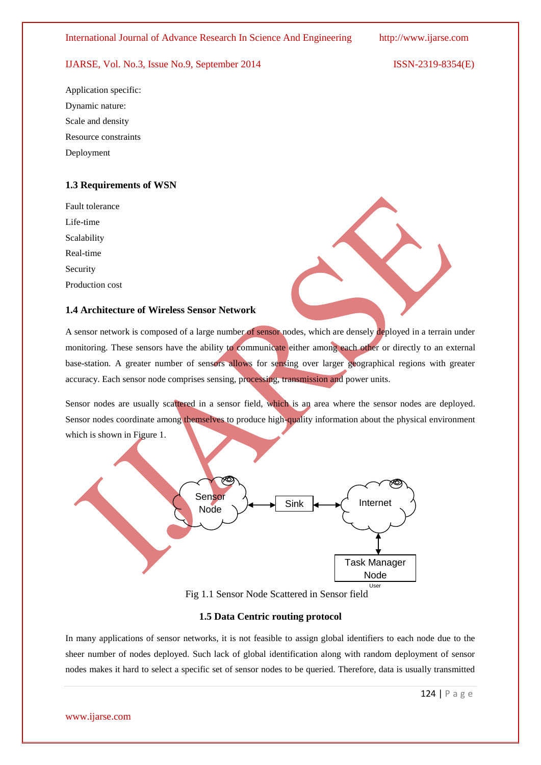Application specific:

Dynamic nature:

Scale and density

Resource constraints

Deployment

### 1.3 Requirements of WSN

Fault tolerance

Life-time

Scalability

Real-time

Security

Production cost

### 1.4 Architecture of Wireless Sensor Network

A sensor network is composed of a large number of sensor nodes, which are densely deployed in a terrain under monitoring. These sensors have the ability to communicate either among each other or directly to an external base-station. A greater number of sensors allows for sensing over larger geographical regions with greater accuracy. Each sensor node comprises sensing, processing, transmission and power units.

Sensor nodes are usually scattered in a sensor field, which is an area where the sensor nodes are deployed. Sensor nodes coordinate among themselves to produce high-quality information about the physical environment which is shown in Figure 1.

Sensor Node ⟷ Sink ⟷ Internet ⟷ Task Manager Node (User)

Fig 1.1 Sensor Node Scattered in Sensor field

### 1.5 Data Centric routing protocol

In many applications of sensor networks, it is not feasible to assign global identifiers to each node due to the sheer number of nodes deployed. Such lack of global identification along with random deployment of sensor nodes makes it hard to select a specific set of sensor nodes to be queried. Therefore, data is usually transmitted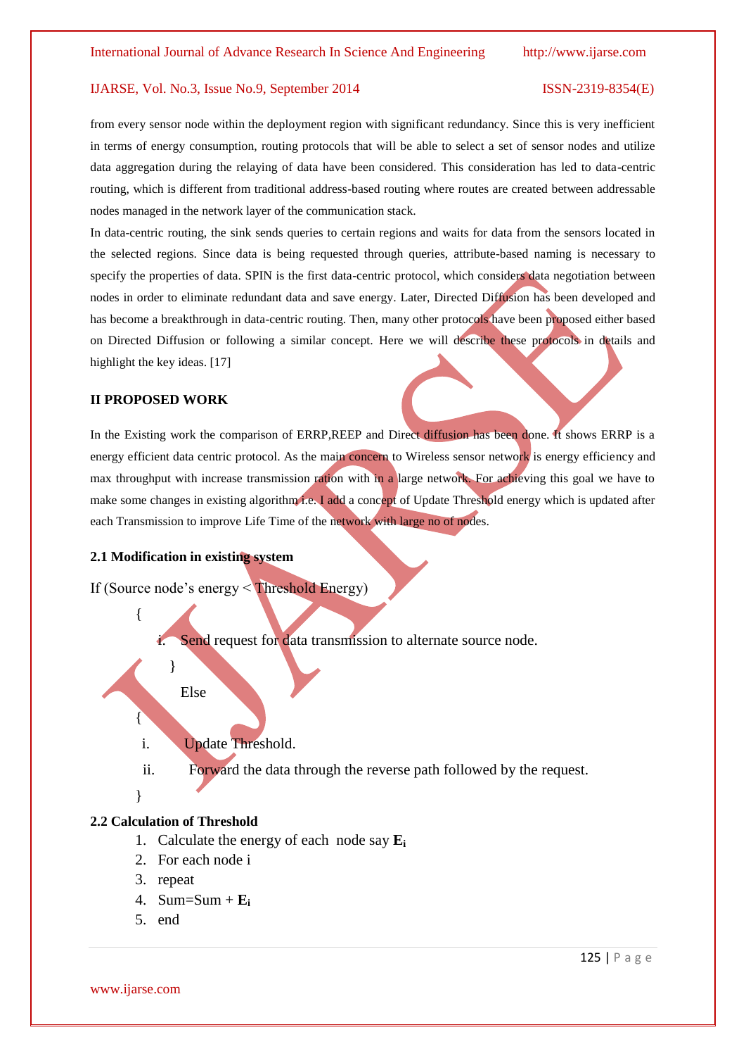from every sensor node within the deployment region with significant redundancy. Since this is very inefficient in terms of energy consumption, routing protocols that will be able to select a set of sensor nodes and utilize data aggregation during the relaying of data have been considered. This consideration has led to data-centric routing, which is different from traditional address-based routing where routes are created between addressable nodes managed in the network layer of the communication stack.

In data-centric routing, the sink sends queries to certain regions and waits for data from the sensors located in the selected regions. Since data is being requested through queries, attribute-based naming is necessary to specify the properties of data. SPIN is the first data-centric protocol, which considers data negotiation between nodes in order to eliminate redundant data and save energy. Later, Directed Diffusion has been developed and has become a breakthrough in data-centric routing. Then, many other protocols have been proposed either based on Directed Diffusion or following a similar concept. Here we will describe these protocols in details and highlight the key ideas. [17]

## II PROPOSED WORK

In the Existing work the comparison of ERRP,REEP and Direct diffusion has been done. It shows ERRP is a energy efficient data centric protocol. As the main concern to Wireless sensor network is energy efficiency and max throughput with increase transmission ration with in a large network. For achieving this goal we have to make some changes in existing algorithm i.e. I add a concept of Update Threshold energy which is updated after each Transmission to improve Life Time of the network with large no of nodes.

### 2.1 Modification in existing system

```
If (Source node's energy < Threshold Energy)
    {
        i.   Send request for data transmission to alternate source node.
        }
        Else
    {
     i.      Update Threshold.
     ii.     Forward the data through the reverse path followed by the request.
    }
```

### 2.2 Calculation of Threshold

1. Calculate the energy of each node say $\mathbf{E_i}$
2. For each node i
3. repeat
4. Sum=Sum + $\mathbf{E_i}$
5. end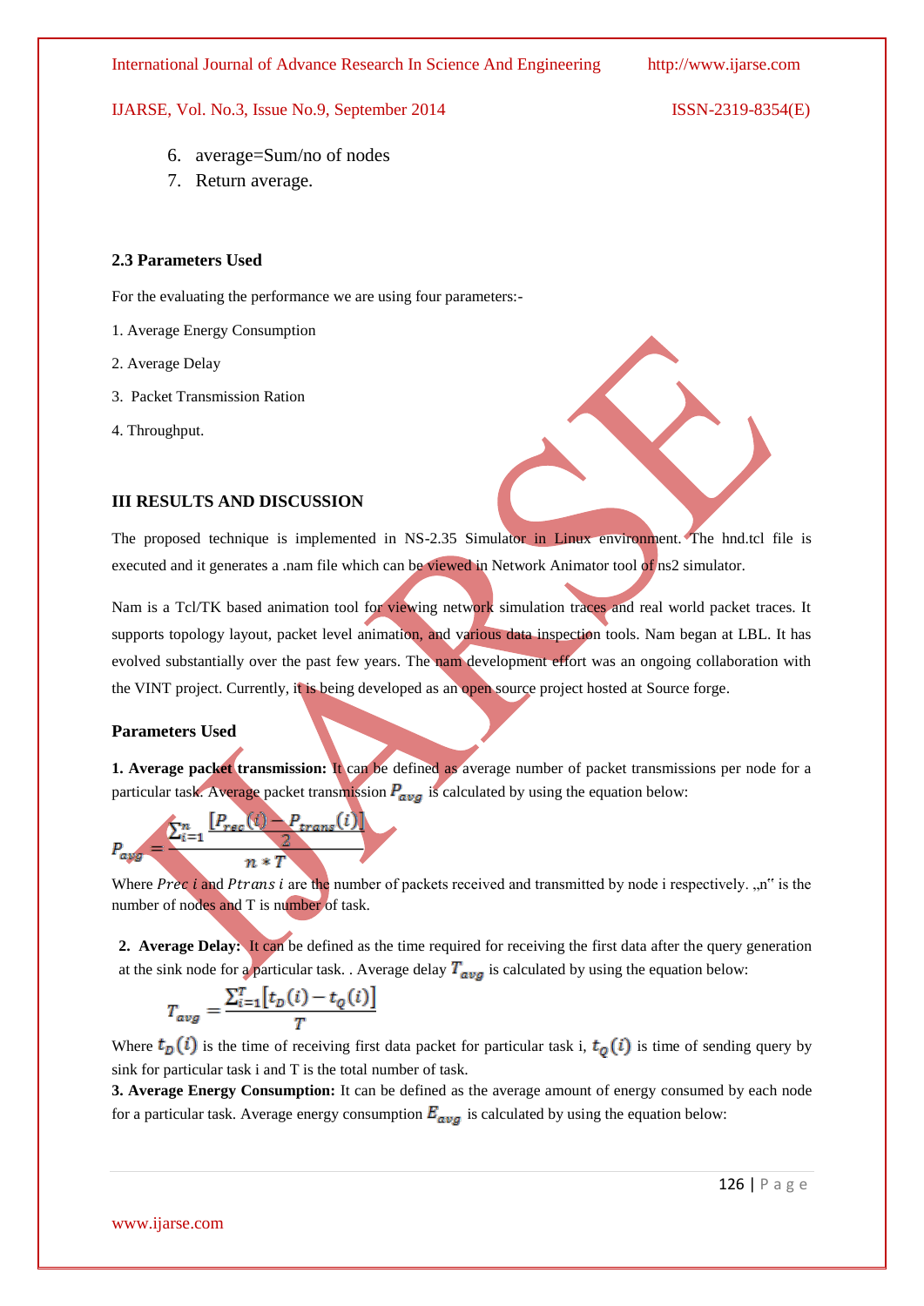6. average=Sum/no of nodes
7. Return average.

### 2.3 Parameters Used

For the evaluating the performance we are using four parameters:-

1. Average Energy Consumption
2. Average Delay
3. Packet Transmission Ration
4. Throughput.

## III RESULTS AND DISCUSSION

The proposed technique is implemented in NS-2.35 Simulator in Linux environment. The hnd.tcl file is executed and it generates a .nam file which can be viewed in Network Animator tool of ns2 simulator.

Nam is a Tcl/TK based animation tool for viewing network simulation traces and real world packet traces. It supports topology layout, packet level animation, and various data inspection tools. Nam began at LBL. It has evolved substantially over the past few years. The nam development effort was an ongoing collaboration with the VINT project. Currently, it is being developed as an open source project hosted at Source forge.

### Parameters Used

**1. Average packet transmission:** It can be defined as average number of packet transmissions per node for a particular task. Average packet transmission $P_{avg}$ is calculated by using the equation below:

$$P_{avg} = \frac{\sum_{i=1}^{n} \frac{[P_{rec}(i) - P_{trans}(i)]}{2}}{n * T}$$

Where $Prec\ i$ and $Ptrans\ i$ are the number of packets received and transmitted by node i respectively. „n" is the number of nodes and T is number of task.

**2. Average Delay:** It can be defined as the time required for receiving the first data after the query generation at the sink node for a particular task. . Average delay $T_{avg}$ is calculated by using the equation below:

$$T_{avg} = \frac{\sum_{i=1}^{T}[t_D(i) - t_Q(i)]}{T}$$

Where $t_D(i)$ is the time of receiving first data packet for particular task i, $t_Q(i)$ is time of sending query by sink for particular task i and T is the total number of task.

**3. Average Energy Consumption:** It can be defined as the average amount of energy consumed by each node for a particular task. Average energy consumption $E_{avg}$ is calculated by using the equation below: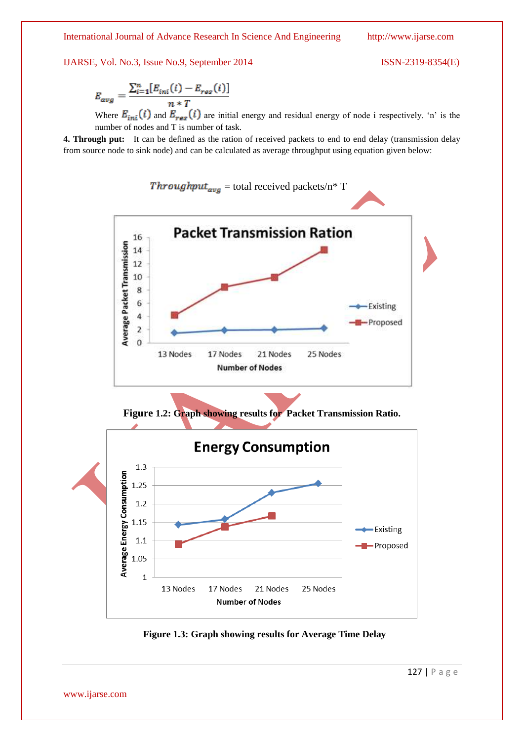$$E_{avg} = \frac{\sum_{i=1}^{n}[E_{ini}(i) - E_{res}(i)]}{n * T}$$

Where $E_{ini}(i)$ and $E_{res}(i)$ are initial energy and residual energy of node i respectively. 'n' is the number of nodes and T is number of task.

**4. Through put:** It can be defined as the ration of received packets to end to end delay (transmission delay from source node to sink node) and can be calculated as average throughput using equation given below:

$Throughput_{avg}$ = total received packets/n* T

**Figure 1.2: Graph showing results for Packet Transmission Ratio.**

**Figure 1.3: Graph showing results for Average Time Delay**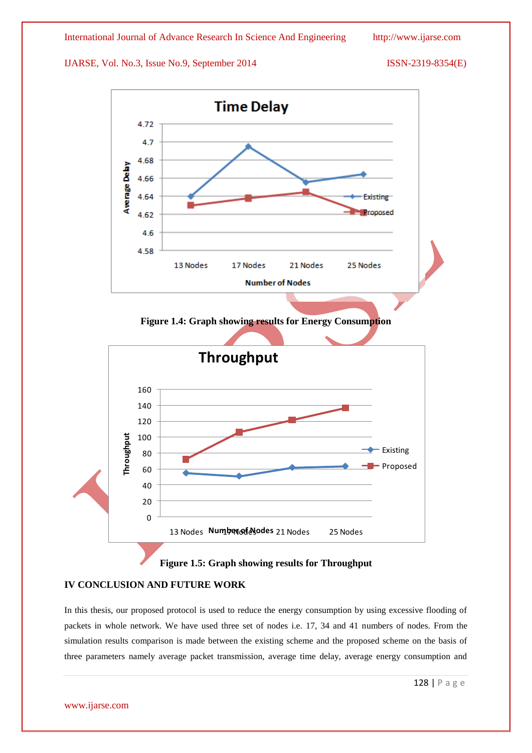Figure 1.4: Graph showing results for Energy Consumption

Figure 1.5: Graph showing results for Throughput

## IV CONCLUSION AND FUTURE WORK

In this thesis, our proposed protocol is used to reduce the energy consumption by using excessive flooding of packets in whole network. We have used three set of nodes i.e. 17, 34 and 41 numbers of nodes. From the simulation results comparison is made between the existing scheme and the proposed scheme on the basis of three parameters namely average packet transmission, average time delay, average energy consumption and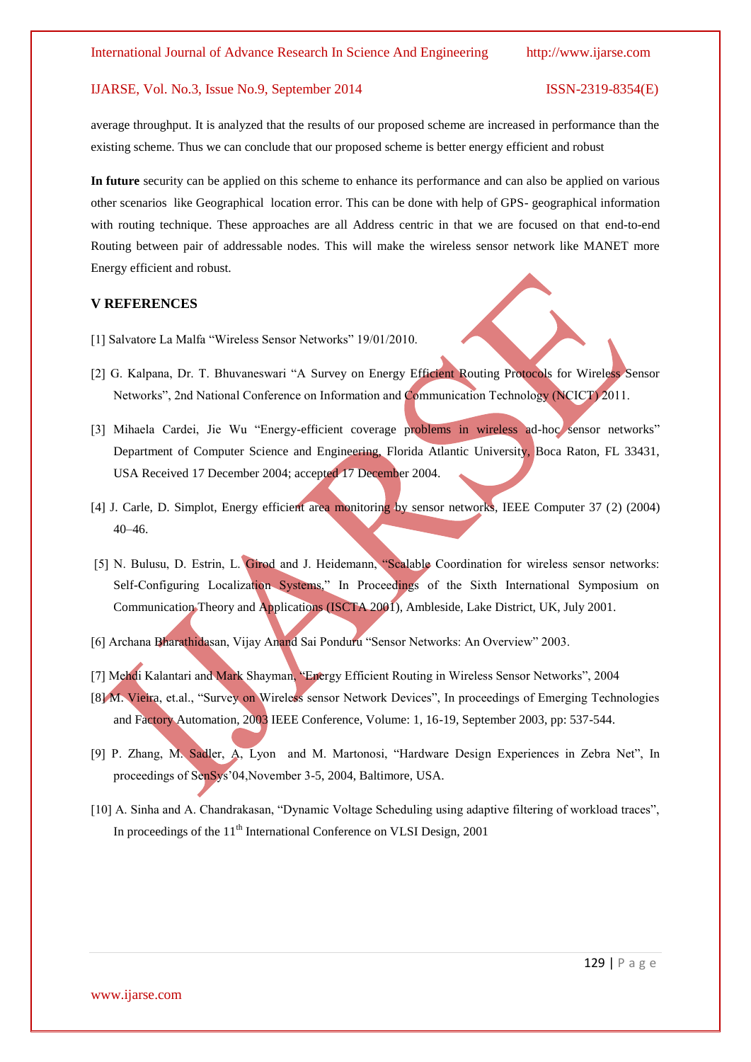average throughput. It is analyzed that the results of our proposed scheme are increased in performance than the existing scheme. Thus we can conclude that our proposed scheme is better energy efficient and robust

**In future** security can be applied on this scheme to enhance its performance and can also be applied on various other scenarios like Geographical location error. This can be done with help of GPS- geographical information with routing technique. These approaches are all Address centric in that we are focused on that end-to-end Routing between pair of addressable nodes. This will make the wireless sensor network like MANET more Energy efficient and robust.

## V REFERENCES

[1] Salvatore La Malfa "Wireless Sensor Networks" 19/01/2010.

[2] G. Kalpana, Dr. T. Bhuvaneswari "A Survey on Energy Efficient Routing Protocols for Wireless Sensor Networks", 2nd National Conference on Information and Communication Technology (NCICT) 2011.

[3] Mihaela Cardei, Jie Wu "Energy-efficient coverage problems in wireless ad-hoc sensor networks" Department of Computer Science and Engineering, Florida Atlantic University, Boca Raton, FL 33431, USA Received 17 December 2004; accepted 17 December 2004.

[4] J. Carle, D. Simplot, Energy efficient area monitoring by sensor networks, IEEE Computer 37 (2) (2004) 40–46.

[5] N. Bulusu, D. Estrin, L. Girod and J. Heidemann, "Scalable Coordination for wireless sensor networks: Self-Configuring Localization Systems," In Proceedings of the Sixth International Symposium on Communication Theory and Applications (ISCTA 2001), Ambleside, Lake District, UK, July 2001.

[6] Archana Bharathidasan, Vijay Anand Sai Ponduru "Sensor Networks: An Overview" 2003.

[7] Mehdi Kalantari and Mark Shayman, "Energy Efficient Routing in Wireless Sensor Networks", 2004

[8] M. Vieira, et.al., "Survey on Wireless sensor Network Devices", In proceedings of Emerging Technologies and Factory Automation, 2003 IEEE Conference, Volume: 1, 16-19, September 2003, pp: 537-544.

[9] P. Zhang, M. Sadler, A, Lyon and M. Martonosi, "Hardware Design Experiences in Zebra Net", In proceedings of SenSys'04,November 3-5, 2004, Baltimore, USA.

[10] A. Sinha and A. Chandrakasan, "Dynamic Voltage Scheduling using adaptive filtering of workload traces", In proceedings of the 11th International Conference on VLSI Design, 2001